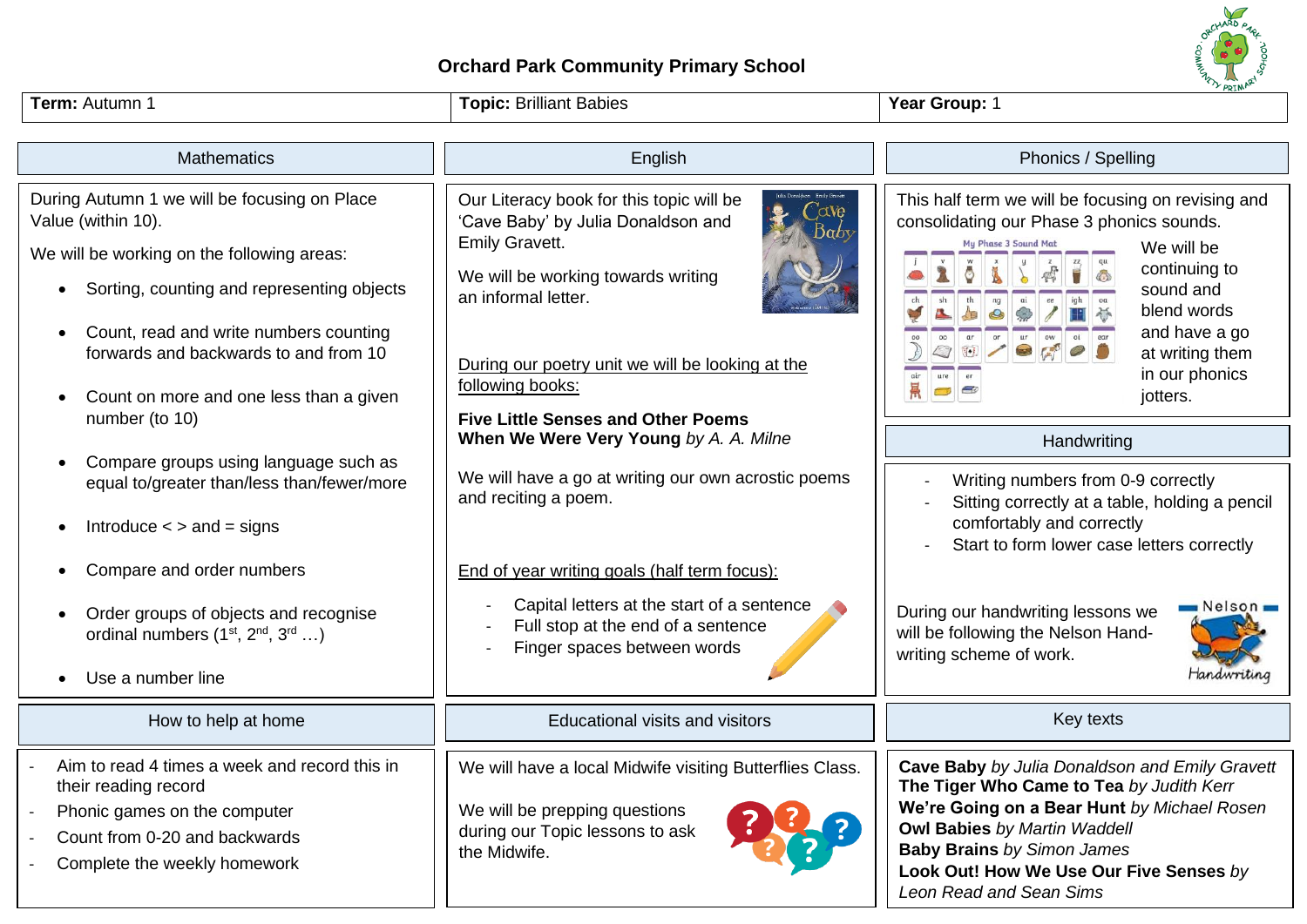# Orchard Park Community Primary School

| **Term:** Autumn 1 | **Topic:** Brilliant Babies | **Year Group:** 1 |
|---|---|---|

## Mathematics

During Autumn 1 we will be focusing on Place Value (within 10).

We will be working on the following areas:

- Sorting, counting and representing objects
- Count, read and write numbers counting forwards and backwards to and from 10
- Count on more and one less than a given number (to 10)
- Compare groups using language such as equal to/greater than/less than/fewer/more
- Introduce < > and = signs
- Compare and order numbers
- Order groups of objects and recognise ordinal numbers (1st, 2nd, 3rd …)
- Use a number line

## English

Our Literacy book for this topic will be 'Cave Baby' by Julia Donaldson and Emily Gravett.

We will be working towards writing an informal letter.

During our poetry unit we will be looking at the following books:

**Five Little Senses and Other Poems**
**When We Were Very Young** *by A. A. Milne*

We will have a go at writing our own acrostic poems and reciting a poem.

End of year writing goals (half term focus):

- Capital letters at the start of a sentence
- Full stop at the end of a sentence
- Finger spaces between words

## Phonics / Spelling

This half term we will be focusing on revising and consolidating our Phase 3 phonics sounds.

My Phase 3 Sound Mat

We will be continuing to sound and blend words and have a go at writing them in our phonics jotters.

## Handwriting

- Writing numbers from 0-9 correctly
- Sitting correctly at a table, holding a pencil comfortably and correctly
- Start to form lower case letters correctly

During our handwriting lessons we will be following the Nelson Hand-writing scheme of work.

## How to help at home

- Aim to read 4 times a week and record this in their reading record
- Phonic games on the computer
- Count from 0-20 and backwards
- Complete the weekly homework

## Educational visits and visitors

We will have a local Midwife visiting Butterflies Class.

We will be prepping questions during our Topic lessons to ask the Midwife.

## Key texts

**Cave Baby** *by Julia Donaldson and Emily Gravett*
**The Tiger Who Came to Tea** *by Judith Kerr*
**We're Going on a Bear Hunt** *by Michael Rosen*
**Owl Babies** *by Martin Waddell*
**Baby Brains** *by Simon James*
**Look Out! How We Use Our Five Senses** *by Leon Read and Sean Sims*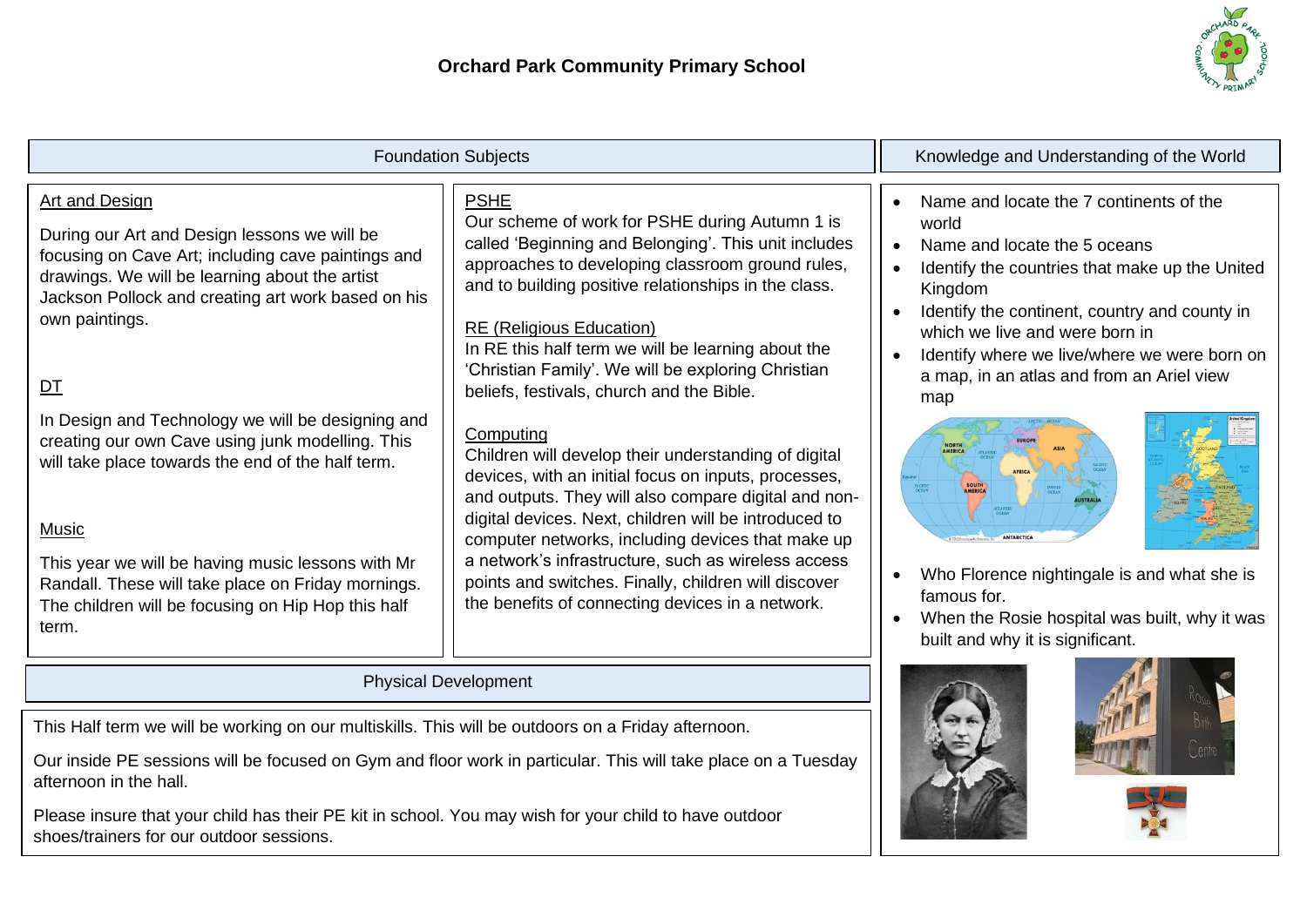# Orchard Park Community Primary School

## Foundation Subjects

### Art and Design

During our Art and Design lessons we will be focusing on Cave Art; including cave paintings and drawings. We will be learning about the artist Jackson Pollock and creating art work based on his own paintings.

### DT

In Design and Technology we will be designing and creating our own Cave using junk modelling. This will take place towards the end of the half term.

### Music

This year we will be having music lessons with Mr Randall. These will take place on Friday mornings. The children will be focusing on Hip Hop this half term.

### PSHE

Our scheme of work for PSHE during Autumn 1 is called 'Beginning and Belonging'. This unit includes approaches to developing classroom ground rules, and to building positive relationships in the class.

### RE (Religious Education)

In RE this half term we will be learning about the 'Christian Family'. We will be exploring Christian beliefs, festivals, church and the Bible.

### Computing

Children will develop their understanding of digital devices, with an initial focus on inputs, processes, and outputs. They will also compare digital and non-digital devices. Next, children will be introduced to computer networks, including devices that make up a network's infrastructure, such as wireless access points and switches. Finally, children will discover the benefits of connecting devices in a network.

## Physical Development

This Half term we will be working on our multiskills. This will be outdoors on a Friday afternoon.

Our inside PE sessions will be focused on Gym and floor work in particular. This will take place on a Tuesday afternoon in the hall.

Please insure that your child has their PE kit in school. You may wish for your child to have outdoor shoes/trainers for our outdoor sessions.

## Knowledge and Understanding of the World

- Name and locate the 7 continents of the world
- Name and locate the 5 oceans
- Identify the countries that make up the United Kingdom
- Identify the continent, country and county in which we live and were born in
- Identify where we live/where we were born on a map, in an atlas and from an Ariel view map
- Who Florence nightingale is and what she is famous for.
- When the Rosie hospital was built, why it was built and why it is significant.